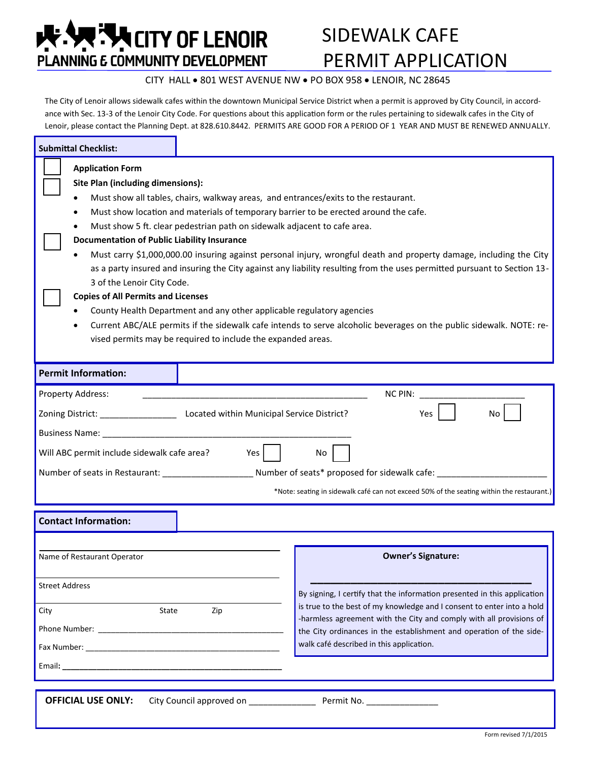# CITY OF LENOIR
## PLANNING & COMMUNITY DEVELOPMENT

# SIDEWALK CAFE PERMIT APPLICATION

CITY HALL • 801 WEST AVENUE NW • PO BOX 958 • LENOIR, NC 28645

The City of Lenoir allows sidewalk cafes within the downtown Municipal Service District when a permit is approved by City Council, in accordance with Sec. 13-3 of the Lenoir City Code. For questions about this application form or the rules pertaining to sidewalk cafes in the City of Lenoir, please contact the Planning Dept. at 828.610.8442. PERMITS ARE GOOD FOR A PERIOD OF 1 YEAR AND MUST BE RENEWED ANNUALLY.

## Submittal Checklist:

☐ **Application Form**

☐ **Site Plan (including dimensions):**
- Must show all tables, chairs, walkway areas, and entrances/exits to the restaurant.
- Must show location and materials of temporary barrier to be erected around the cafe.
- Must show 5 ft. clear pedestrian path on sidewalk adjacent to cafe area.

☐ **Documentation of Public Liability Insurance**
- Must carry $1,000,000.00 insuring against personal injury, wrongful death and property damage, including the City as a party insured and insuring the City against any liability resulting from the uses permitted pursuant to Section 13-3 of the Lenoir City Code.

☐ **Copies of All Permits and Licenses**
- County Health Department and any other applicable regulatory agencies
- Current ABC/ALE permits if the sidewalk cafe intends to serve alcoholic beverages on the public sidewalk. NOTE: revised permits may be required to include the expanded areas.

## Permit Information:

Property Address: ______________________________________________ NC PIN: ____________________

Zoning District: _______________ Located within Municipal Service District? Yes ☐ No ☐

Business Name: ____________________________________________________

Will ABC permit include sidewalk cafe area? Yes ☐ No ☐

Number of seats in Restaurant: __________________ Number of seats* proposed for sidewalk cafe: ______________________

*Note: seating in sidewalk café can not exceed 50% of the seating within the restaurant.)

## Contact Information:

______________________________________________
Name of Restaurant Operator

______________________________________________
Street Address

______________________________________________
City State Zip

Phone Number: ________________________________________

Fax Number: __________________________________________

Email: ______________________________________________

**Owner's Signature:**

________________________________________

By signing, I certify that the information presented in this application is true to the best of my knowledge and I consent to enter into a hold-harmless agreement with the City and comply with all provisions of the City ordinances in the establishment and operation of the sidewalk café described in this application.

**OFFICIAL USE ONLY:** City Council approved on _____________ Permit No. ______________

Form revised 7/1/2015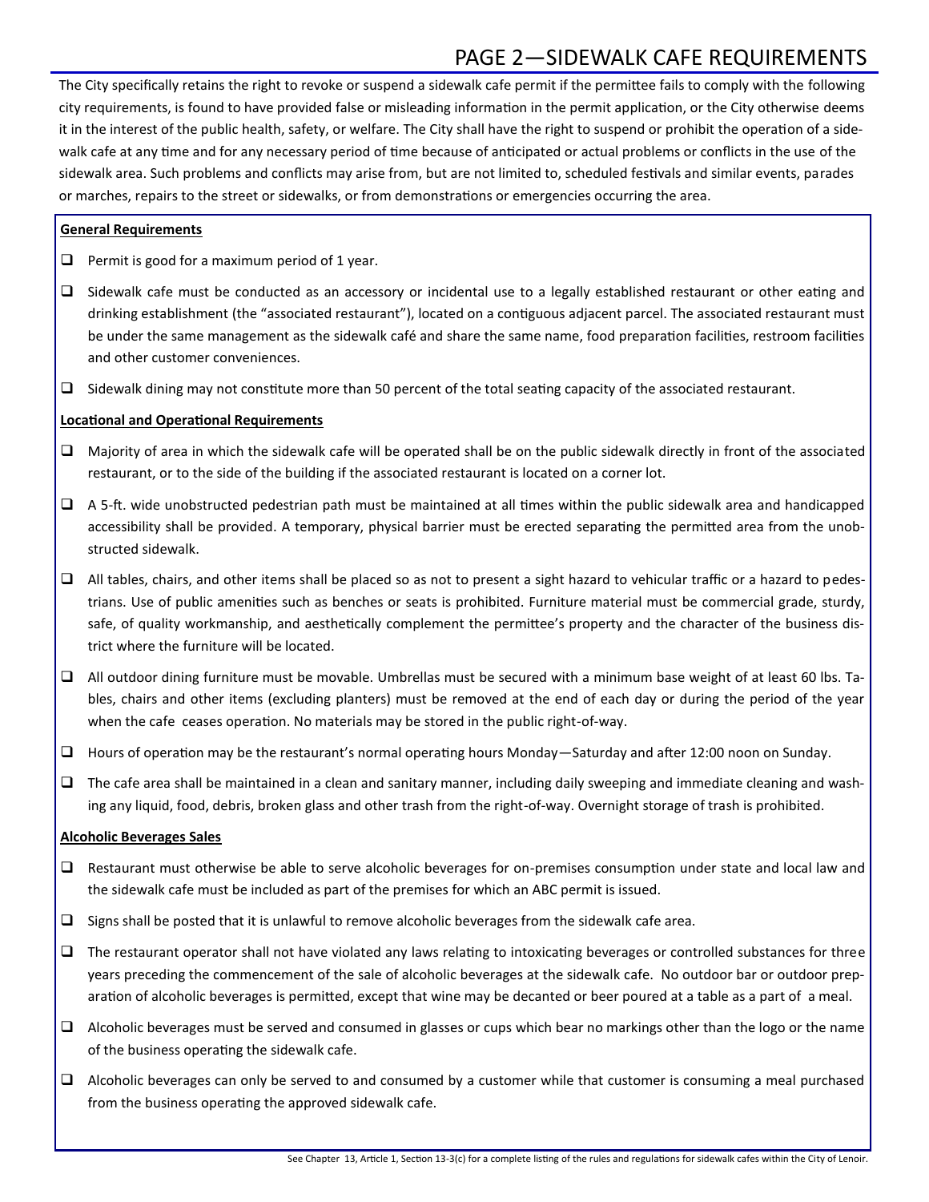# PAGE 2—SIDEWALK CAFE REQUIREMENTS

The City specifically retains the right to revoke or suspend a sidewalk cafe permit if the permittee fails to comply with the following city requirements, is found to have provided false or misleading information in the permit application, or the City otherwise deems it in the interest of the public health, safety, or welfare. The City shall have the right to suspend or prohibit the operation of a sidewalk cafe at any time and for any necessary period of time because of anticipated or actual problems or conflicts in the use of the sidewalk area. Such problems and conflicts may arise from, but are not limited to, scheduled festivals and similar events, parades or marches, repairs to the street or sidewalks, or from demonstrations or emergencies occurring the area.

**General Requirements**

- ❑ Permit is good for a maximum period of 1 year.
- ❑ Sidewalk cafe must be conducted as an accessory or incidental use to a legally established restaurant or other eating and drinking establishment (the "associated restaurant"), located on a contiguous adjacent parcel. The associated restaurant must be under the same management as the sidewalk café and share the same name, food preparation facilities, restroom facilities and other customer conveniences.
- ❑ Sidewalk dining may not constitute more than 50 percent of the total seating capacity of the associated restaurant.

**Locational and Operational Requirements**

- ❑ Majority of area in which the sidewalk cafe will be operated shall be on the public sidewalk directly in front of the associated restaurant, or to the side of the building if the associated restaurant is located on a corner lot.
- ❑ A 5-ft. wide unobstructed pedestrian path must be maintained at all times within the public sidewalk area and handicapped accessibility shall be provided. A temporary, physical barrier must be erected separating the permitted area from the unobstructed sidewalk.
- ❑ All tables, chairs, and other items shall be placed so as not to present a sight hazard to vehicular traffic or a hazard to pedestrians. Use of public amenities such as benches or seats is prohibited. Furniture material must be commercial grade, sturdy, safe, of quality workmanship, and aesthetically complement the permittee's property and the character of the business district where the furniture will be located.
- ❑ All outdoor dining furniture must be movable. Umbrellas must be secured with a minimum base weight of at least 60 lbs. Tables, chairs and other items (excluding planters) must be removed at the end of each day or during the period of the year when the cafe ceases operation. No materials may be stored in the public right-of-way.
- ❑ Hours of operation may be the restaurant's normal operating hours Monday—Saturday and after 12:00 noon on Sunday.
- ❑ The cafe area shall be maintained in a clean and sanitary manner, including daily sweeping and immediate cleaning and washing any liquid, food, debris, broken glass and other trash from the right-of-way. Overnight storage of trash is prohibited.

**Alcoholic Beverages Sales**

- ❑ Restaurant must otherwise be able to serve alcoholic beverages for on-premises consumption under state and local law and the sidewalk cafe must be included as part of the premises for which an ABC permit is issued.
- ❑ Signs shall be posted that it is unlawful to remove alcoholic beverages from the sidewalk cafe area.
- ❑ The restaurant operator shall not have violated any laws relating to intoxicating beverages or controlled substances for three years preceding the commencement of the sale of alcoholic beverages at the sidewalk cafe. No outdoor bar or outdoor preparation of alcoholic beverages is permitted, except that wine may be decanted or beer poured at a table as a part of a meal.
- ❑ Alcoholic beverages must be served and consumed in glasses or cups which bear no markings other than the logo or the name of the business operating the sidewalk cafe.
- ❑ Alcoholic beverages can only be served to and consumed by a customer while that customer is consuming a meal purchased from the business operating the approved sidewalk cafe.

See Chapter 13, Article 1, Section 13-3(c) for a complete listing of the rules and regulations for sidewalk cafes within the City of Lenoir.